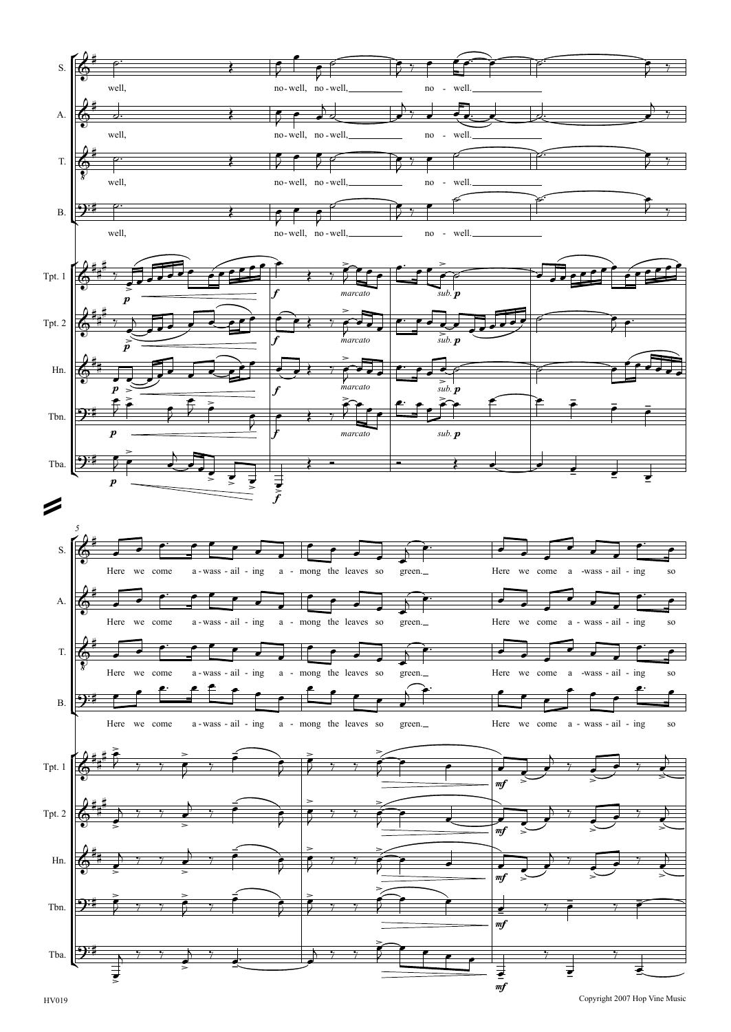well,

no - well, no - well, no - well.

Here we come a - wass - ail - ing a - mong the leaves so green.

Here we come a - wass - ail - ing so

HV019

Copyright 2007 Hop Vine Music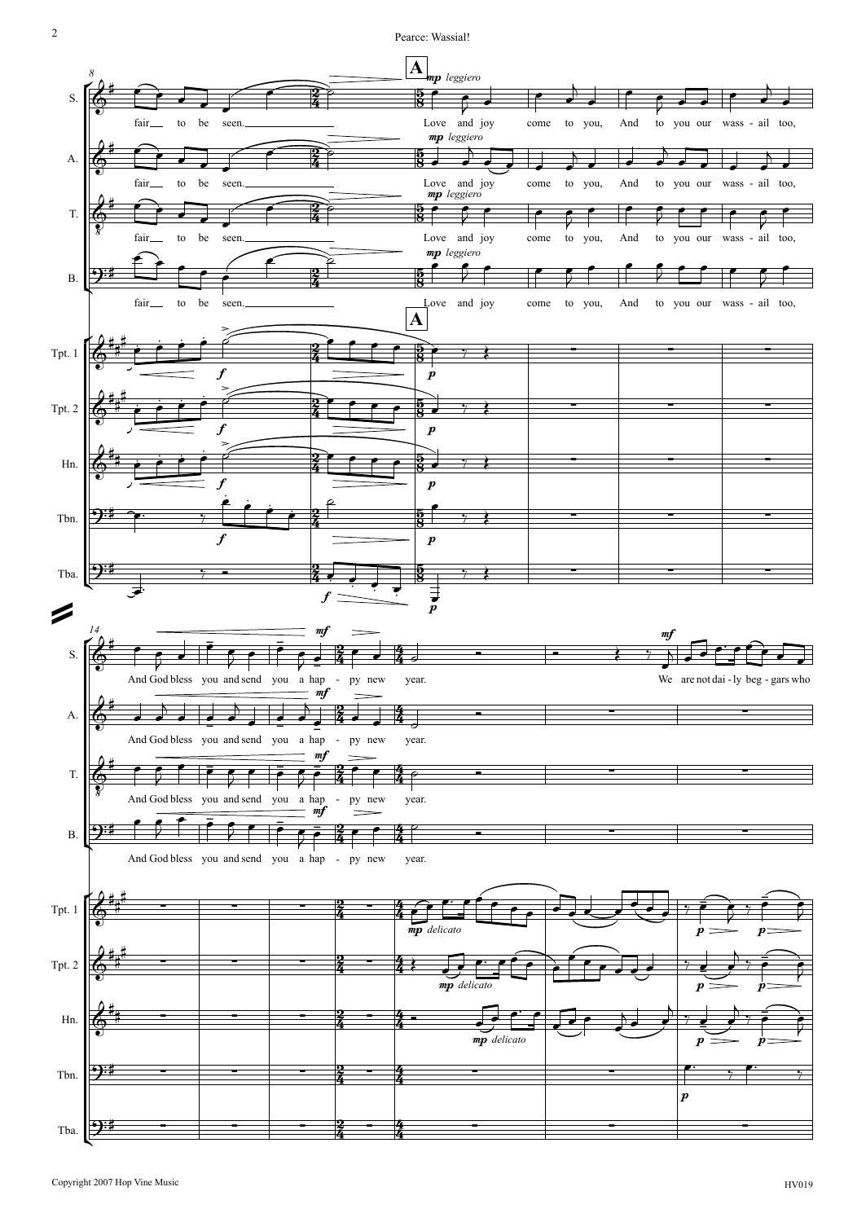**A**

S. fair to be seen. Love and joy come to you, And to you our wass - ail too, And God bless you and send you a hap - py new year. We are not dai - ly beg - gars who

A. fair to be seen. Love and joy come to you, And to you our wass - ail too, And God bless you and send you a hap - py new year.

T. fair to be seen. Love and joy come to you, And to you our wass - ail too, And God bless you and send you a hap - py new year.

B. fair to be seen. Love and joy come to you, And to you our wass - ail too, And God bless you and send you a hap - py new year.

*mp leggiero* — *mf* — *f* — *p* — *mp delicato*

Tpt. 1, Tpt. 2, Hn., Tbn., Tba.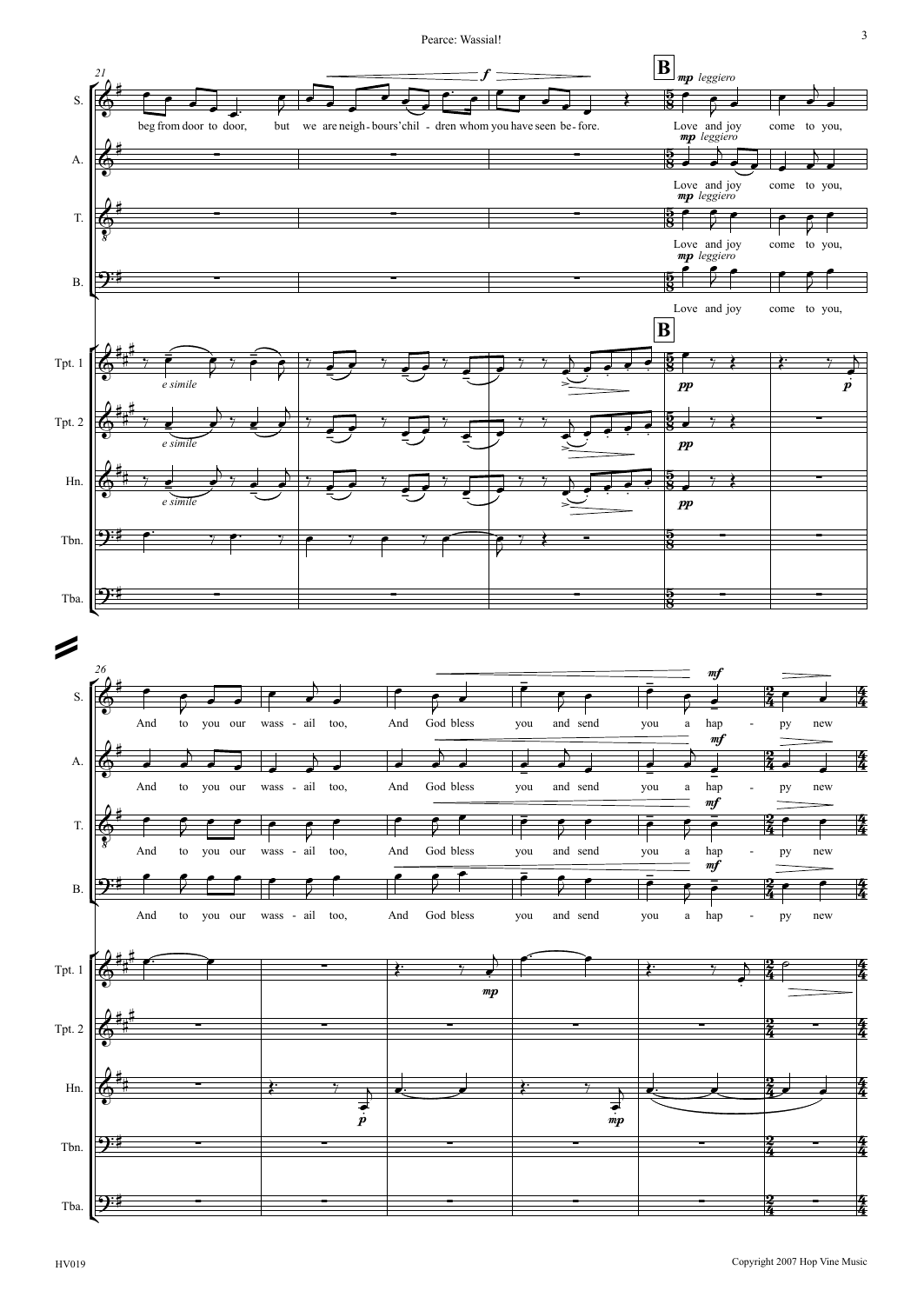S. A. T. B. Tpt. 1 Tpt. 2 Hn. Tbn. Tba.

21

beg from door to door, but we are neigh - bours' chil - dren whom you have seen be - fore.

**B** *mp leggiero*

Love and joy come to you,

*e simile*

*pp*

*p*

26

And to you our wass - ail too, And God bless you and send you a hap - py new

*mf*

*mp*

*p*

*mp*

HV019

Copyright 2007 Hop Vine Music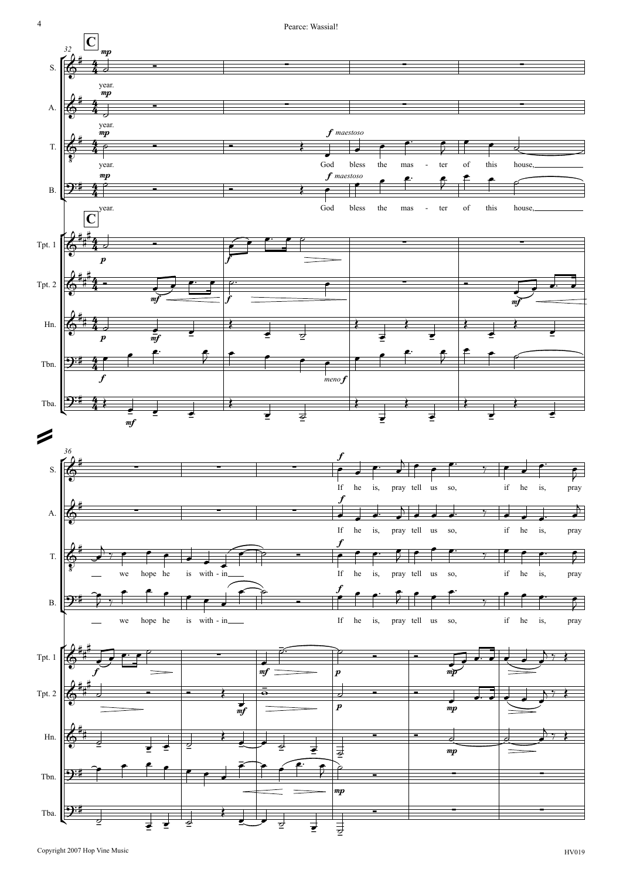**C**

year.

God bless the mas - ter of this house, we hope he is with - in

If he is, pray tell us so, if he is, pray